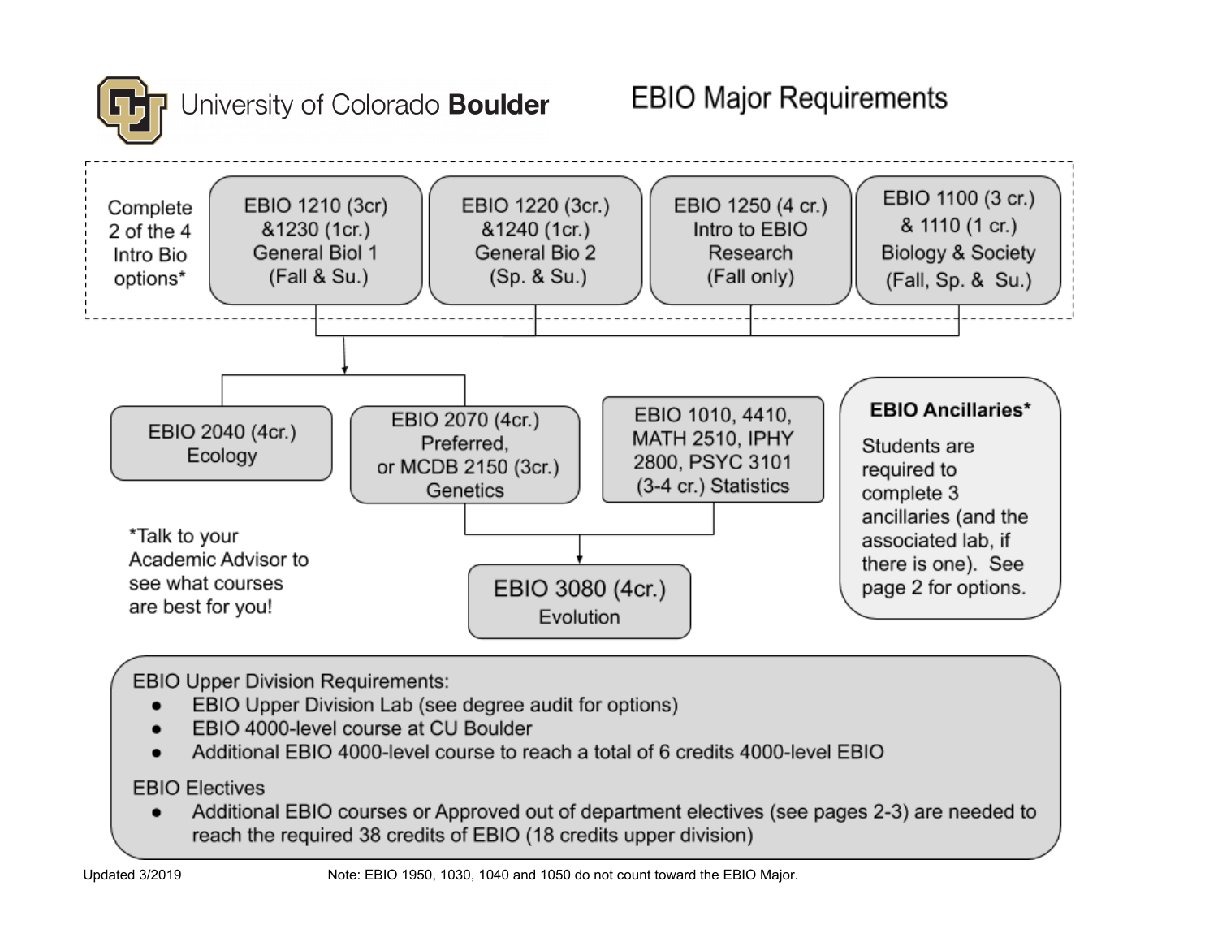University of Colorado **Boulder**

# EBIO Major Requirements

Complete 2 of the 4 Intro Bio options*

- EBIO 1210 (3cr) &1230 (1cr.) General Biol 1 (Fall & Su.)
- EBIO 1220 (3cr.) &1240 (1cr.) General Bio 2 (Sp. & Su.)
- EBIO 1250 (4 cr.) Intro to EBIO Research (Fall only)
- EBIO 1100 (3 cr.) & 1110 (1 cr.) Biology & Society (Fall, Sp. & Su.)

Then:

- EBIO 2040 (4cr.) Ecology
- EBIO 2070 (4cr.) Preferred, or MCDB 2150 (3cr.) Genetics
- EBIO 1010, 4410, MATH 2510, IPHY 2800, PSYC 3101 (3-4 cr.) Statistics

Genetics and Statistics lead to:

- EBIO 3080 (4cr.) Evolution

**EBIO Ancillaries***

Students are required to complete 3 ancillaries (and the associated lab, if there is one). See page 2 for options.

*Talk to your Academic Advisor to see what courses are best for you!

EBIO Upper Division Requirements:

- EBIO Upper Division Lab (see degree audit for options)
- EBIO 4000-level course at CU Boulder
- Additional EBIO 4000-level course to reach a total of 6 credits 4000-level EBIO

EBIO Electives

- Additional EBIO courses or Approved out of department electives (see pages 2-3) are needed to reach the required 38 credits of EBIO (18 credits upper division)

Updated 3/2019

Note: EBIO 1950, 1030, 1040 and 1050 do not count toward the EBIO Major.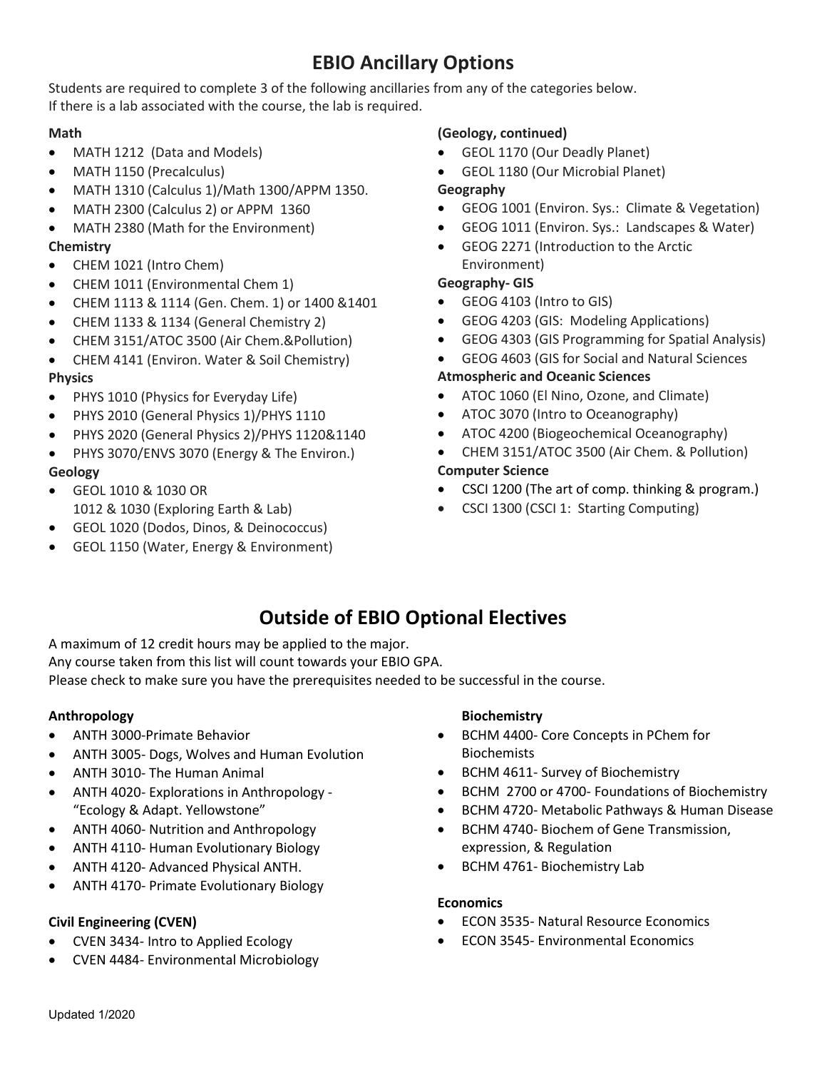# EBIO Ancillary Options

Students are required to complete 3 of the following ancillaries from any of the categories below.
If there is a lab associated with the course, the lab is required.

**Math**

- MATH 1212 (Data and Models)
- MATH 1150 (Precalculus)
- MATH 1310 (Calculus 1)/Math 1300/APPM 1350.
- MATH 2300 (Calculus 2) or APPM 1360
- MATH 2380 (Math for the Environment)

**Chemistry**

- CHEM 1021 (Intro Chem)
- CHEM 1011 (Environmental Chem 1)
- CHEM 1113 & 1114 (Gen. Chem. 1) or 1400 &1401
- CHEM 1133 & 1134 (General Chemistry 2)
- CHEM 3151/ATOC 3500 (Air Chem.&Pollution)
- CHEM 4141 (Environ. Water & Soil Chemistry)

**Physics**

- PHYS 1010 (Physics for Everyday Life)
- PHYS 2010 (General Physics 1)/PHYS 1110
- PHYS 2020 (General Physics 2)/PHYS 1120&1140
- PHYS 3070/ENVS 3070 (Energy & The Environ.)

**Geology**

- GEOL 1010 & 1030 OR
  1012 & 1030 (Exploring Earth & Lab)
- GEOL 1020 (Dodos, Dinos, & Deinococcus)
- GEOL 1150 (Water, Energy & Environment)

**(Geology, continued)**

- GEOL 1170 (Our Deadly Planet)
- GEOL 1180 (Our Microbial Planet)

**Geography**

- GEOG 1001 (Environ. Sys.: Climate & Vegetation)
- GEOG 1011 (Environ. Sys.: Landscapes & Water)
- GEOG 2271 (Introduction to the Arctic Environment)

**Geography- GIS**

- GEOG 4103 (Intro to GIS)
- GEOG 4203 (GIS: Modeling Applications)
- GEOG 4303 (GIS Programming for Spatial Analysis)
- GEOG 4603 (GIS for Social and Natural Sciences

**Atmospheric and Oceanic Sciences**

- ATOC 1060 (El Nino, Ozone, and Climate)
- ATOC 3070 (Intro to Oceanography)
- ATOC 4200 (Biogeochemical Oceanography)
- CHEM 3151/ATOC 3500 (Air Chem. & Pollution)

**Computer Science**

- CSCI 1200 (The art of comp. thinking & program.)
- CSCI 1300 (CSCI 1: Starting Computing)

# Outside of EBIO Optional Electives

A maximum of 12 credit hours may be applied to the major.
Any course taken from this list will count towards your EBIO GPA.
Please check to make sure you have the prerequisites needed to be successful in the course.

**Anthropology**

- ANTH 3000-Primate Behavior
- ANTH 3005- Dogs, Wolves and Human Evolution
- ANTH 3010- The Human Animal
- ANTH 4020- Explorations in Anthropology - "Ecology & Adapt. Yellowstone"
- ANTH 4060- Nutrition and Anthropology
- ANTH 4110- Human Evolutionary Biology
- ANTH 4120- Advanced Physical ANTH.
- ANTH 4170- Primate Evolutionary Biology

**Civil Engineering (CVEN)**

- CVEN 3434- Intro to Applied Ecology
- CVEN 4484- Environmental Microbiology

**Biochemistry**

- BCHM 4400- Core Concepts in PChem for Biochemists
- BCHM 4611- Survey of Biochemistry
- BCHM 2700 or 4700- Foundations of Biochemistry
- BCHM 4720- Metabolic Pathways & Human Disease
- BCHM 4740- Biochem of Gene Transmission, expression, & Regulation
- BCHM 4761- Biochemistry Lab

**Economics**

- ECON 3535- Natural Resource Economics
- ECON 3545- Environmental Economics

Updated 1/2020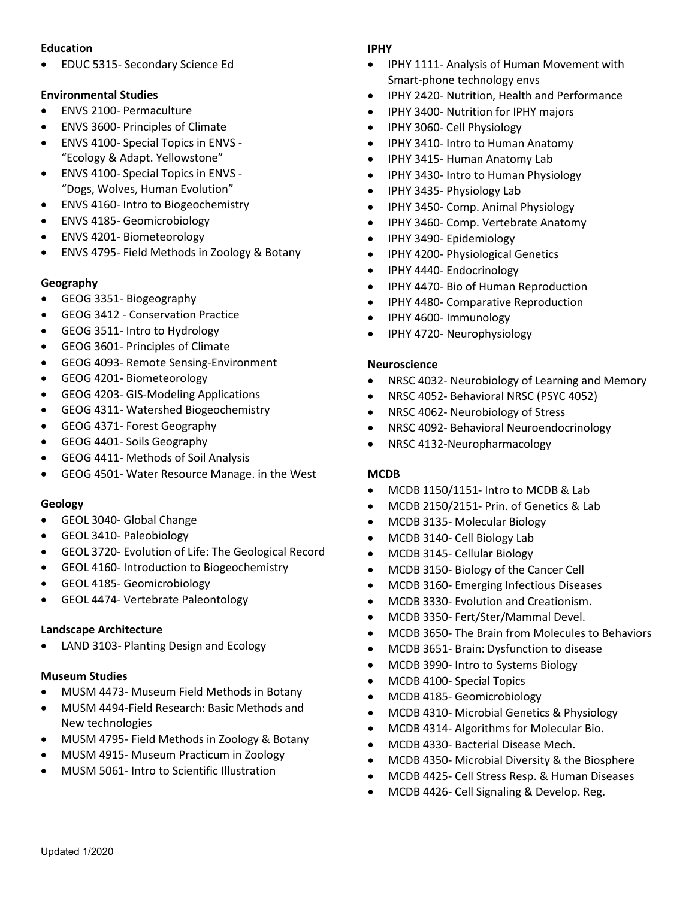**Education**

- EDUC 5315- Secondary Science Ed

**Environmental Studies**

- ENVS 2100- Permaculture
- ENVS 3600- Principles of Climate
- ENVS 4100- Special Topics in ENVS - "Ecology & Adapt. Yellowstone"
- ENVS 4100- Special Topics in ENVS - "Dogs, Wolves, Human Evolution"
- ENVS 4160- Intro to Biogeochemistry
- ENVS 4185- Geomicrobiology
- ENVS 4201- Biometeorology
- ENVS 4795- Field Methods in Zoology & Botany

**Geography**

- GEOG 3351- Biogeography
- GEOG 3412 - Conservation Practice
- GEOG 3511- Intro to Hydrology
- GEOG 3601- Principles of Climate
- GEOG 4093- Remote Sensing-Environment
- GEOG 4201- Biometeorology
- GEOG 4203- GIS-Modeling Applications
- GEOG 4311- Watershed Biogeochemistry
- GEOG 4371- Forest Geography
- GEOG 4401- Soils Geography
- GEOG 4411- Methods of Soil Analysis
- GEOG 4501- Water Resource Manage. in the West

**Geology**

- GEOL 3040- Global Change
- GEOL 3410- Paleobiology
- GEOL 3720- Evolution of Life: The Geological Record
- GEOL 4160- Introduction to Biogeochemistry
- GEOL 4185- Geomicrobiology
- GEOL 4474- Vertebrate Paleontology

**Landscape Architecture**

- LAND 3103- Planting Design and Ecology

**Museum Studies**

- MUSM 4473- Museum Field Methods in Botany
- MUSM 4494-Field Research: Basic Methods and New technologies
- MUSM 4795- Field Methods in Zoology & Botany
- MUSM 4915- Museum Practicum in Zoology
- MUSM 5061- Intro to Scientific Illustration

**IPHY**

- IPHY 1111- Analysis of Human Movement with Smart-phone technology envs
- IPHY 2420- Nutrition, Health and Performance
- IPHY 3400- Nutrition for IPHY majors
- IPHY 3060- Cell Physiology
- IPHY 3410- Intro to Human Anatomy
- IPHY 3415- Human Anatomy Lab
- IPHY 3430- Intro to Human Physiology
- IPHY 3435- Physiology Lab
- IPHY 3450- Comp. Animal Physiology
- IPHY 3460- Comp. Vertebrate Anatomy
- IPHY 3490- Epidemiology
- IPHY 4200- Physiological Genetics
- IPHY 4440- Endocrinology
- IPHY 4470- Bio of Human Reproduction
- IPHY 4480- Comparative Reproduction
- IPHY 4600- Immunology
- IPHY 4720- Neurophysiology

**Neuroscience**

- NRSC 4032- Neurobiology of Learning and Memory
- NRSC 4052- Behavioral NRSC (PSYC 4052)
- NRSC 4062- Neurobiology of Stress
- NRSC 4092- Behavioral Neuroendocrinology
- NRSC 4132-Neuropharmacology

**MCDB**

- MCDB 1150/1151- Intro to MCDB & Lab
- MCDB 2150/2151- Prin. of Genetics & Lab
- MCDB 3135- Molecular Biology
- MCDB 3140- Cell Biology Lab
- MCDB 3145- Cellular Biology
- MCDB 3150- Biology of the Cancer Cell
- MCDB 3160- Emerging Infectious Diseases
- MCDB 3330- Evolution and Creationism.
- MCDB 3350- Fert/Ster/Mammal Devel.
- MCDB 3650- The Brain from Molecules to Behaviors
- MCDB 3651- Brain: Dysfunction to disease
- MCDB 3990- Intro to Systems Biology
- MCDB 4100- Special Topics
- MCDB 4185- Geomicrobiology
- MCDB 4310- Microbial Genetics & Physiology
- MCDB 4314- Algorithms for Molecular Bio.
- MCDB 4330- Bacterial Disease Mech.
- MCDB 4350- Microbial Diversity & the Biosphere
- MCDB 4425- Cell Stress Resp. & Human Diseases
- MCDB 4426- Cell Signaling & Develop. Reg.

Updated 1/2020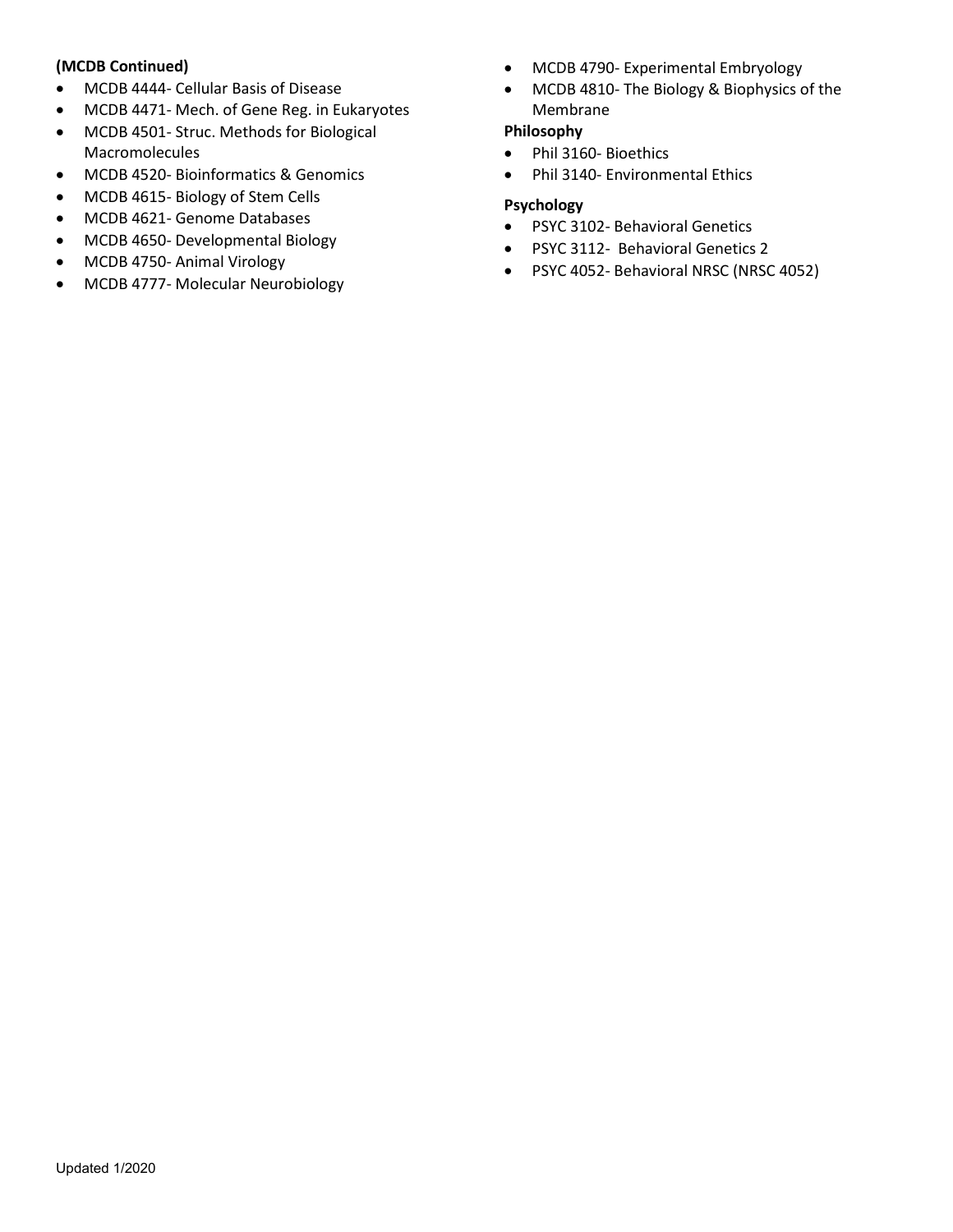**(MCDB Continued)**

- MCDB 4444- Cellular Basis of Disease
- MCDB 4471- Mech. of Gene Reg. in Eukaryotes
- MCDB 4501- Struc. Methods for Biological Macromolecules
- MCDB 4520- Bioinformatics & Genomics
- MCDB 4615- Biology of Stem Cells
- MCDB 4621- Genome Databases
- MCDB 4650- Developmental Biology
- MCDB 4750- Animal Virology
- MCDB 4777- Molecular Neurobiology
- MCDB 4790- Experimental Embryology
- MCDB 4810- The Biology & Biophysics of the Membrane

**Philosophy**

- Phil 3160- Bioethics
- Phil 3140- Environmental Ethics

**Psychology**

- PSYC 3102- Behavioral Genetics
- PSYC 3112- Behavioral Genetics 2
- PSYC 4052- Behavioral NRSC (NRSC 4052)

Updated 1/2020